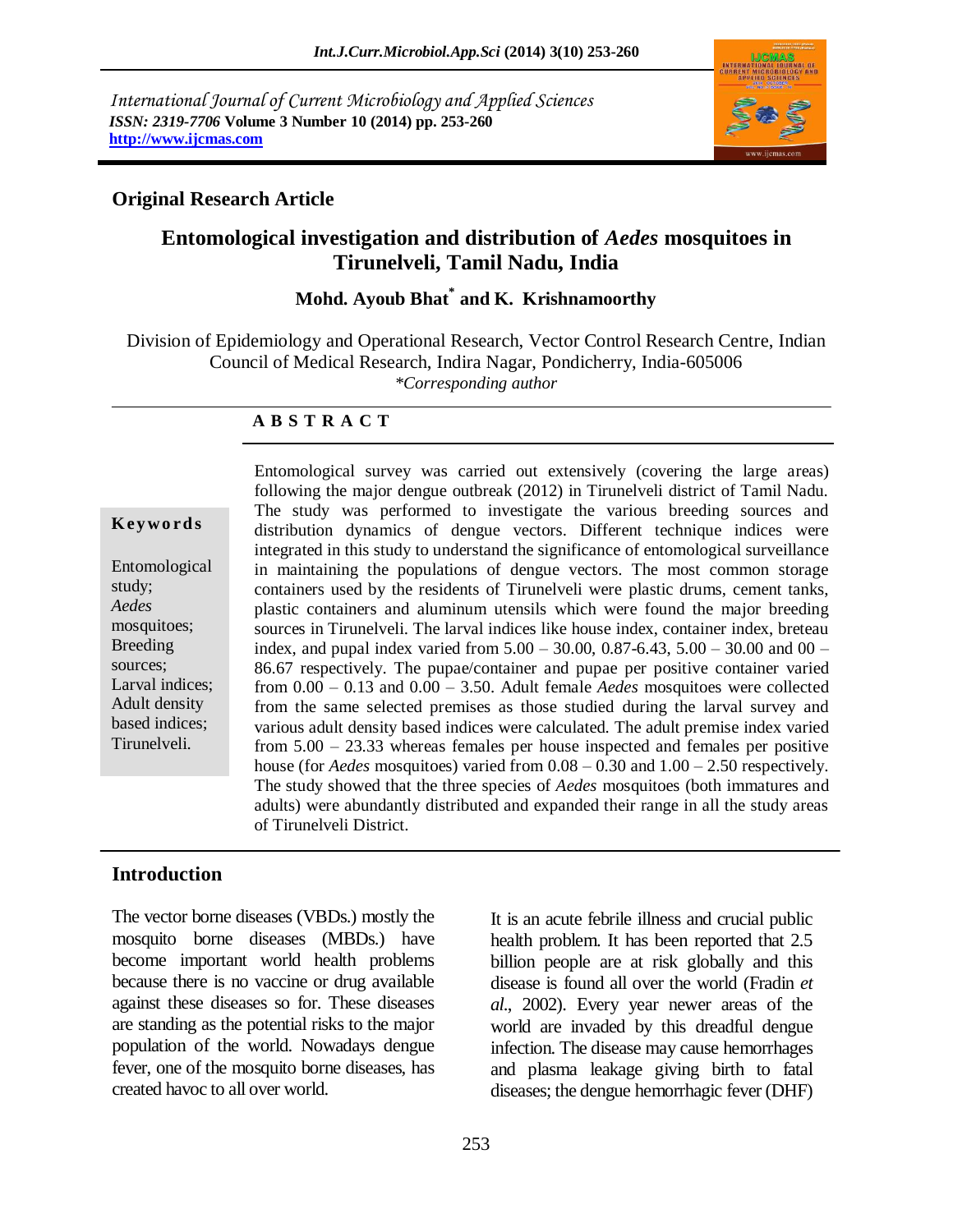International Journal of Current Microbiology and Applied Sciences
*ISSN: 2319-7706* **Volume 3 Number 10 (2014) pp. 253-260**
**http://www.ijcmas.com**

**Original Research Article**

# Entomological investigation and distribution of *Aedes* mosquitoes in Tirunelveli, Tamil Nadu, India

**Mohd. Ayoub Bhat[*] and K. Krishnamoorthy**

Division of Epidemiology and Operational Research, Vector Control Research Centre, Indian Council of Medical Research, Indira Nagar, Pondicherry, India-605006
*\*Corresponding author*

**A B S T R A C T**

**Keywords**

Entomological study; *Aedes* mosquitoes; Breeding sources; Larval indices; Adult density based indices; Tirunelveli.

Entomological survey was carried out extensively (covering the large areas) following the major dengue outbreak (2012) in Tirunelveli district of Tamil Nadu. The study was performed to investigate the various breeding sources and distribution dynamics of dengue vectors. Different technique indices were integrated in this study to understand the significance of entomological surveillance in maintaining the populations of dengue vectors. The most common storage containers used by the residents of Tirunelveli were plastic drums, cement tanks, plastic containers and aluminum utensils which were found the major breeding sources in Tirunelveli. The larval indices like house index, container index, breteau index, and pupal index varied from 5.00 – 30.00, 0.87-6.43, 5.00 – 30.00 and 00 – 86.67 respectively. The pupae/container and pupae per positive container varied from 0.00 – 0.13 and 0.00 – 3.50. Adult female *Aedes* mosquitoes were collected from the same selected premises as those studied during the larval survey and various adult density based indices were calculated. The adult premise index varied from 5.00 – 23.33 whereas females per house inspected and females per positive house (for *Aedes* mosquitoes) varied from 0.08 – 0.30 and 1.00 – 2.50 respectively. The study showed that the three species of *Aedes* mosquitoes (both immatures and adults) were abundantly distributed and expanded their range in all the study areas of Tirunelveli District.

## Introduction

The vector borne diseases (VBDs.) mostly the mosquito borne diseases (MBDs.) have become important world health problems because there is no vaccine or drug available against these diseases so for. These diseases are standing as the potential risks to the major population of the world. Nowadays dengue fever, one of the mosquito borne diseases, has created havoc to all over world.

It is an acute febrile illness and crucial public health problem. It has been reported that 2.5 billion people are at risk globally and this disease is found all over the world (Fradin *et al*., 2002). Every year newer areas of the world are invaded by this dreadful dengue infection. The disease may cause hemorrhages and plasma leakage giving birth to fatal diseases; the dengue hemorrhagic fever (DHF)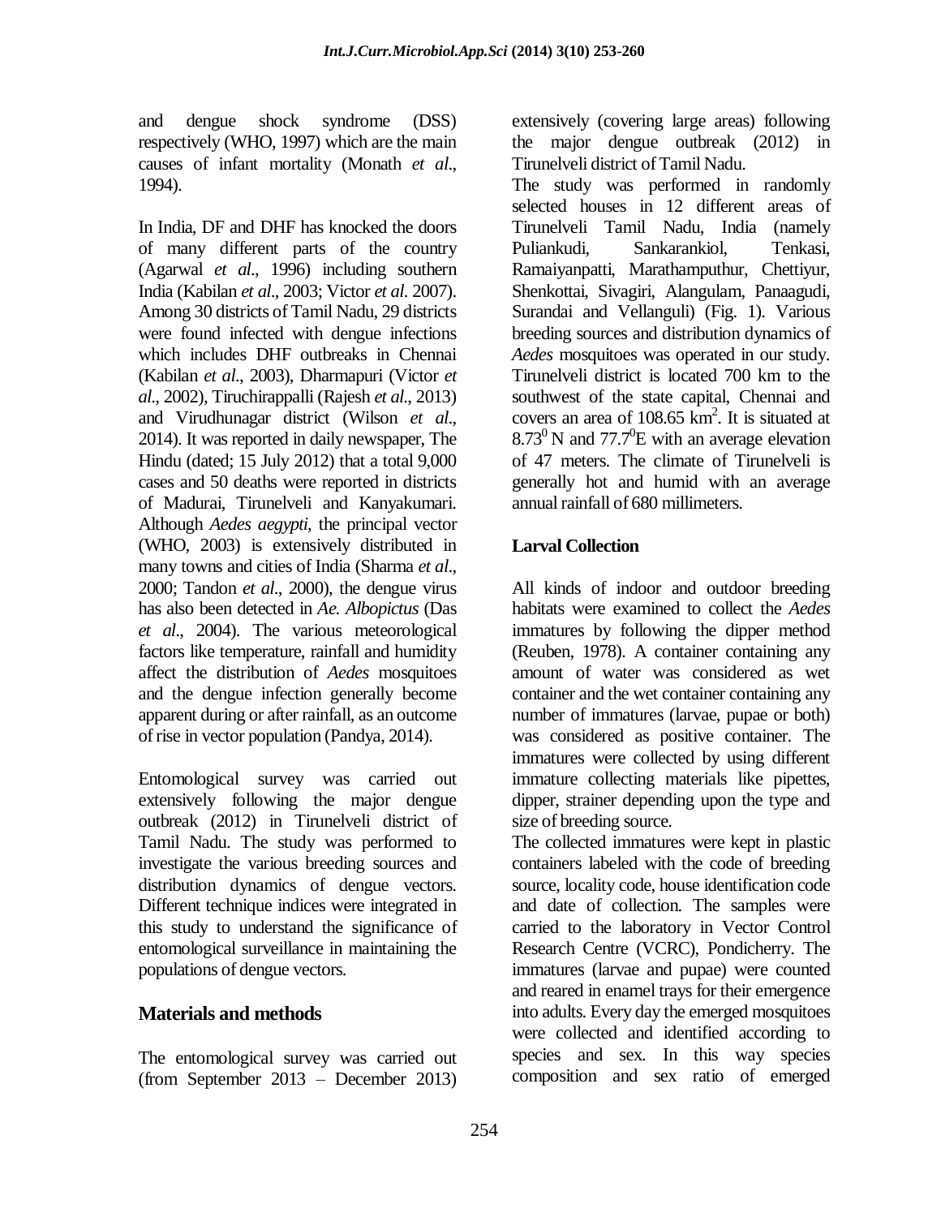and dengue shock syndrome (DSS) respectively (WHO, 1997) which are the main causes of infant mortality (Monath *et al*., 1994).

In India, DF and DHF has knocked the doors of many different parts of the country (Agarwal *et al*., 1996) including southern India (Kabilan *et al*., 2003; Victor *et al*. 2007). Among 30 districts of Tamil Nadu, 29 districts were found infected with dengue infections which includes DHF outbreaks in Chennai (Kabilan *et al*., 2003), Dharmapuri (Victor *et al*., 2002), Tiruchirappalli (Rajesh *et al*., 2013) and Virudhunagar district (Wilson *et al*., 2014). It was reported in daily newspaper, The Hindu (dated; 15 July 2012) that a total 9,000 cases and 50 deaths were reported in districts of Madurai, Tirunelveli and Kanyakumari. Although *Aedes aegypti*, the principal vector (WHO, 2003) is extensively distributed in many towns and cities of India (Sharma *et al*., 2000; Tandon *et al*., 2000), the dengue virus has also been detected in *Ae. Albopictus* (Das *et al*., 2004). The various meteorological factors like temperature, rainfall and humidity affect the distribution of *Aedes* mosquitoes and the dengue infection generally become apparent during or after rainfall, as an outcome of rise in vector population (Pandya, 2014).

Entomological survey was carried out extensively following the major dengue outbreak (2012) in Tirunelveli district of Tamil Nadu. The study was performed to investigate the various breeding sources and distribution dynamics of dengue vectors. Different technique indices were integrated in this study to understand the significance of entomological surveillance in maintaining the populations of dengue vectors.

## Materials and methods

The entomological survey was carried out (from September 2013 – December 2013) extensively (covering large areas) following the major dengue outbreak (2012) in Tirunelveli district of Tamil Nadu.

The study was performed in randomly selected houses in 12 different areas of Tirunelveli Tamil Nadu, India (namely Puliankudi, Sankarankiol, Tenkasi, Ramaiyanpatti, Marathamputhur, Chettiyur, Shenkottai, Sivagiri, Alangulam, Panaagudi, Surandai and Vellanguli) (Fig. 1). Various breeding sources and distribution dynamics of *Aedes* mosquitoes was operated in our study. Tirunelveli district is located 700 km to the southwest of the state capital, Chennai and covers an area of 108.65 $km^2$. It is situated at $8.73^0$ N and $77.7^0$E with an average elevation of 47 meters. The climate of Tirunelveli is generally hot and humid with an average annual rainfall of 680 millimeters.

### Larval Collection

All kinds of indoor and outdoor breeding habitats were examined to collect the *Aedes* immatures by following the dipper method (Reuben, 1978). A container containing any amount of water was considered as wet container and the wet container containing any number of immatures (larvae, pupae or both) was considered as positive container. The immatures were collected by using different immature collecting materials like pipettes, dipper, strainer depending upon the type and size of breeding source.

The collected immatures were kept in plastic containers labeled with the code of breeding source, locality code, house identification code and date of collection. The samples were carried to the laboratory in Vector Control Research Centre (VCRC), Pondicherry. The immatures (larvae and pupae) were counted and reared in enamel trays for their emergence into adults. Every day the emerged mosquitoes were collected and identified according to species and sex. In this way species composition and sex ratio of emerged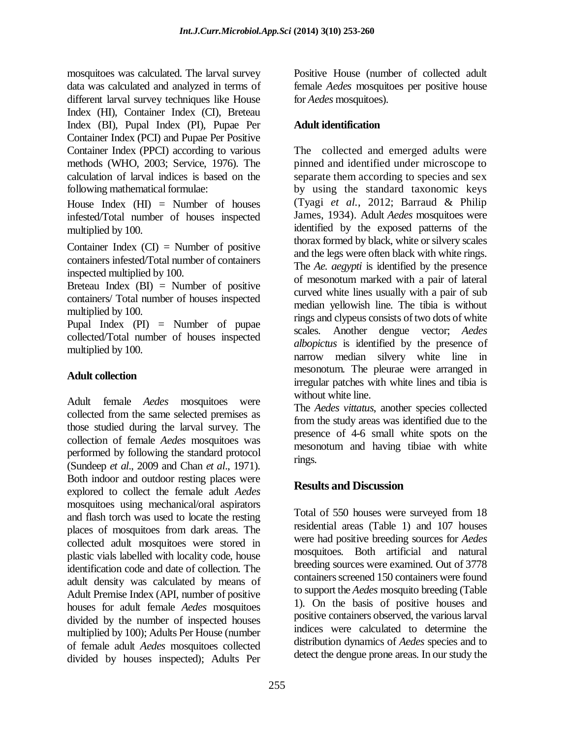mosquitoes was calculated. The larval survey data was calculated and analyzed in terms of different larval survey techniques like House Index (HI), Container Index (CI), Breteau Index (BI), Pupal Index (PI), Pupae Per Container Index (PCI) and Pupae Per Positive Container Index (PPCI) according to various methods (WHO, 2003; Service, 1976). The calculation of larval indices is based on the following mathematical formulae:

House Index (HI) = Number of houses infested/Total number of houses inspected multiplied by 100.

Container Index (CI) = Number of positive containers infested/Total number of containers inspected multiplied by 100.

Breteau Index (BI) = Number of positive containers/ Total number of houses inspected multiplied by 100.

Pupal Index (PI) = Number of pupae collected/Total number of houses inspected multiplied by 100.

### Adult collection

Adult female *Aedes* mosquitoes were collected from the same selected premises as those studied during the larval survey. The collection of female *Aedes* mosquitoes was performed by following the standard protocol (Sundeep *et al*., 2009 and Chan *et al*., 1971). Both indoor and outdoor resting places were explored to collect the female adult *Aedes* mosquitoes using mechanical/oral aspirators and flash torch was used to locate the resting places of mosquitoes from dark areas. The collected adult mosquitoes were stored in plastic vials labelled with locality code, house identification code and date of collection. The adult density was calculated by means of Adult Premise Index (API, number of positive houses for adult female *Aedes* mosquitoes divided by the number of inspected houses multiplied by 100); Adults Per House (number of female adult *Aedes* mosquitoes collected divided by houses inspected); Adults Per Positive House (number of collected adult female *Aedes* mosquitoes per positive house for *Aedes* mosquitoes).

### Adult identification

The collected and emerged adults were pinned and identified under microscope to separate them according to species and sex by using the standard taxonomic keys (Tyagi *et al.*, 2012; Barraud & Philip James, 1934). Adult *Aedes* mosquitoes were identified by the exposed patterns of the thorax formed by black, white or silvery scales and the legs were often black with white rings. The *Ae. aegypti* is identified by the presence of mesonotum marked with a pair of lateral curved white lines usually with a pair of sub median yellowish line. The tibia is without rings and clypeus consists of two dots of white scales. Another dengue vector; *Aedes albopictus* is identified by the presence of narrow median silvery white line in mesonotum. The pleurae were arranged in irregular patches with white lines and tibia is without white line.

The *Aedes vittatus*, another species collected from the study areas was identified due to the presence of 4-6 small white spots on the mesonotum and having tibiae with white rings.

## Results and Discussion

Total of 550 houses were surveyed from 18 residential areas (Table 1) and 107 houses were had positive breeding sources for *Aedes* mosquitoes. Both artificial and natural breeding sources were examined. Out of 3778 containers screened 150 containers were found to support the *Aedes* mosquito breeding (Table 1). On the basis of positive houses and positive containers observed, the various larval indices were calculated to determine the distribution dynamics of *Aedes* species and to detect the dengue prone areas. In our study the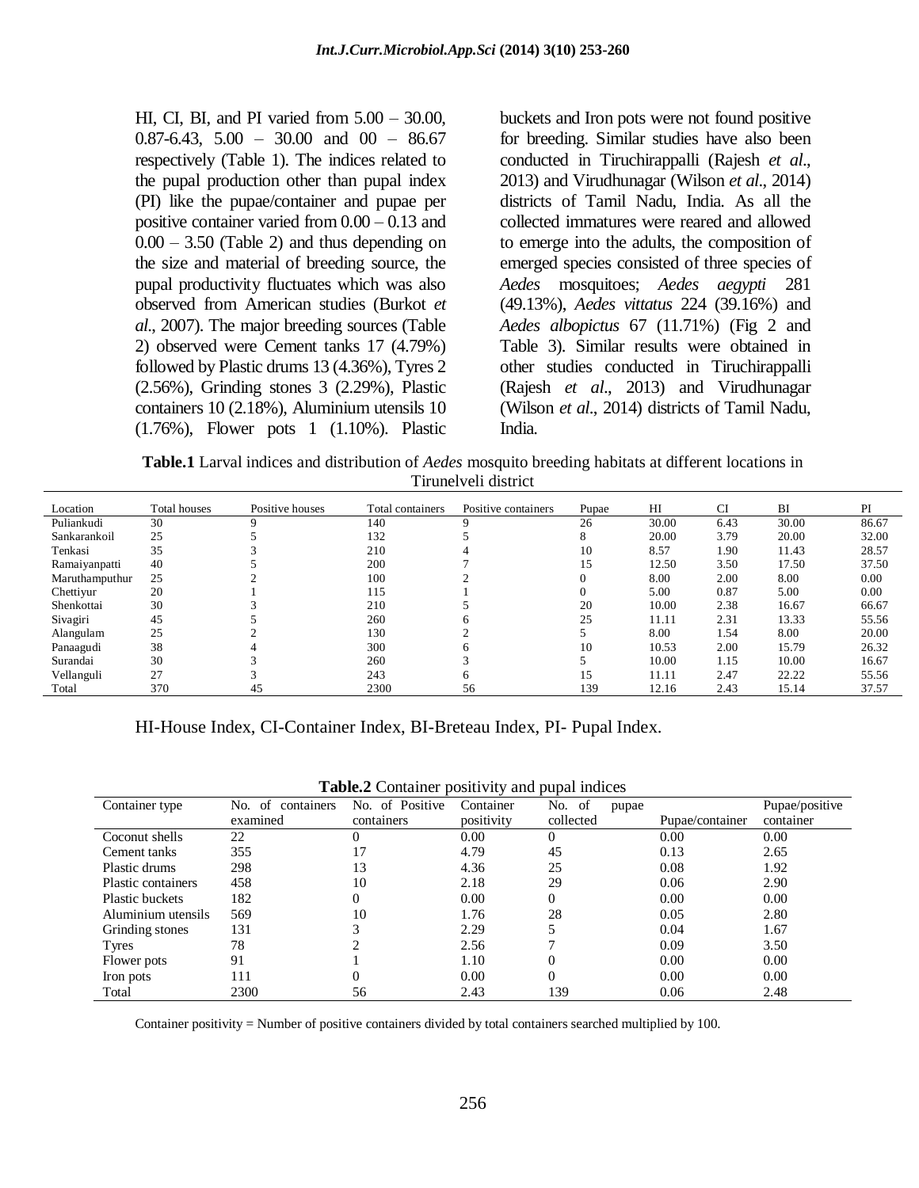HI, CI, BI, and PI varied from 5.00 – 30.00, 0.87-6.43, 5.00 – 30.00 and 00 – 86.67 respectively (Table 1). The indices related to the pupal production other than pupal index (PI) like the pupae/container and pupae per positive container varied from 0.00 – 0.13 and 0.00 – 3.50 (Table 2) and thus depending on the size and material of breeding source, the pupal productivity fluctuates which was also observed from American studies (Burkot *et al*., 2007). The major breeding sources (Table 2) observed were Cement tanks 17 (4.79%) followed by Plastic drums 13 (4.36%), Tyres 2 (2.56%), Grinding stones 3 (2.29%), Plastic containers 10 (2.18%), Aluminium utensils 10 (1.76%), Flower pots 1 (1.10%). Plastic buckets and Iron pots were not found positive for breeding. Similar studies have also been conducted in Tiruchirappalli (Rajesh *et al*., 2013) and Virudhunagar (Wilson *et al*., 2014) districts of Tamil Nadu, India. As all the collected immatures were reared and allowed to emerge into the adults, the composition of emerged species consisted of three species of *Aedes* mosquitoes; *Aedes aegypti* 281 (49.13%), *Aedes vittatus* 224 (39.16%) and *Aedes albopictus* 67 (11.71%) (Fig 2 and Table 3). Similar results were obtained in other studies conducted in Tiruchirappalli (Rajesh *et al*., 2013) and Virudhunagar (Wilson *et al*., 2014) districts of Tamil Nadu, India.

**Table.1** Larval indices and distribution of *Aedes* mosquito breeding habitats at different locations in Tirunelveli district

| Location | Total houses | Positive houses | Total containers | Positive containers | Pupae | HI | CI | BI | PI |
|---|---|---|---|---|---|---|---|---|---|
| Puliankudi | 30 | 9 | 140 | 9 | 26 | 30.00 | 6.43 | 30.00 | 86.67 |
| Sankarankoil | 25 | 5 | 132 | 5 | 8 | 20.00 | 3.79 | 20.00 | 32.00 |
| Tenkasi | 35 | 3 | 210 | 4 | 10 | 8.57 | 1.90 | 11.43 | 28.57 |
| Ramaiyanpatti | 40 | 5 | 200 | 7 | 15 | 12.50 | 3.50 | 17.50 | 37.50 |
| Maruthamputhur | 25 | 2 | 100 | 2 | 0 | 8.00 | 2.00 | 8.00 | 0.00 |
| Chettiyur | 20 | 1 | 115 | 1 | 0 | 5.00 | 0.87 | 5.00 | 0.00 |
| Shenkottai | 30 | 3 | 210 | 5 | 20 | 10.00 | 2.38 | 16.67 | 66.67 |
| Sivagiri | 45 | 5 | 260 | 6 | 25 | 11.11 | 2.31 | 13.33 | 55.56 |
| Alangulam | 25 | 2 | 130 | 2 | 5 | 8.00 | 1.54 | 8.00 | 20.00 |
| Panaagudi | 38 | 4 | 300 | 6 | 10 | 10.53 | 2.00 | 15.79 | 26.32 |
| Surandai | 30 | 3 | 260 | 3 | 5 | 10.00 | 1.15 | 10.00 | 16.67 |
| Vellanguli | 27 | 3 | 243 | 6 | 15 | 11.11 | 2.47 | 22.22 | 55.56 |
| Total | 370 | 45 | 2300 | 56 | 139 | 12.16 | 2.43 | 15.14 | 37.57 |

HI-House Index, CI-Container Index, BI-Breteau Index, PI- Pupal Index.

**Table.2** Container positivity and pupal indices

| Container type | No. of containers examined | No. of Positive containers | Container positivity | No. of pupae collected | Pupae/container | Pupae/positive container |
|---|---|---|---|---|---|---|
| Coconut shells | 22 | 0 | 0.00 | 0 | 0.00 | 0.00 |
| Cement tanks | 355 | 17 | 4.79 | 45 | 0.13 | 2.65 |
| Plastic drums | 298 | 13 | 4.36 | 25 | 0.08 | 1.92 |
| Plastic containers | 458 | 10 | 2.18 | 29 | 0.06 | 2.90 |
| Plastic buckets | 182 | 0 | 0.00 | 0 | 0.00 | 0.00 |
| Aluminium utensils | 569 | 10 | 1.76 | 28 | 0.05 | 2.80 |
| Grinding stones | 131 | 3 | 2.29 | 5 | 0.04 | 1.67 |
| Tyres | 78 | 2 | 2.56 | 7 | 0.09 | 3.50 |
| Flower pots | 91 | 1 | 1.10 | 0 | 0.00 | 0.00 |
| Iron pots | 111 | 0 | 0.00 | 0 | 0.00 | 0.00 |
| Total | 2300 | 56 | 2.43 | 139 | 0.06 | 2.48 |

Container positivity = Number of positive containers divided by total containers searched multiplied by 100.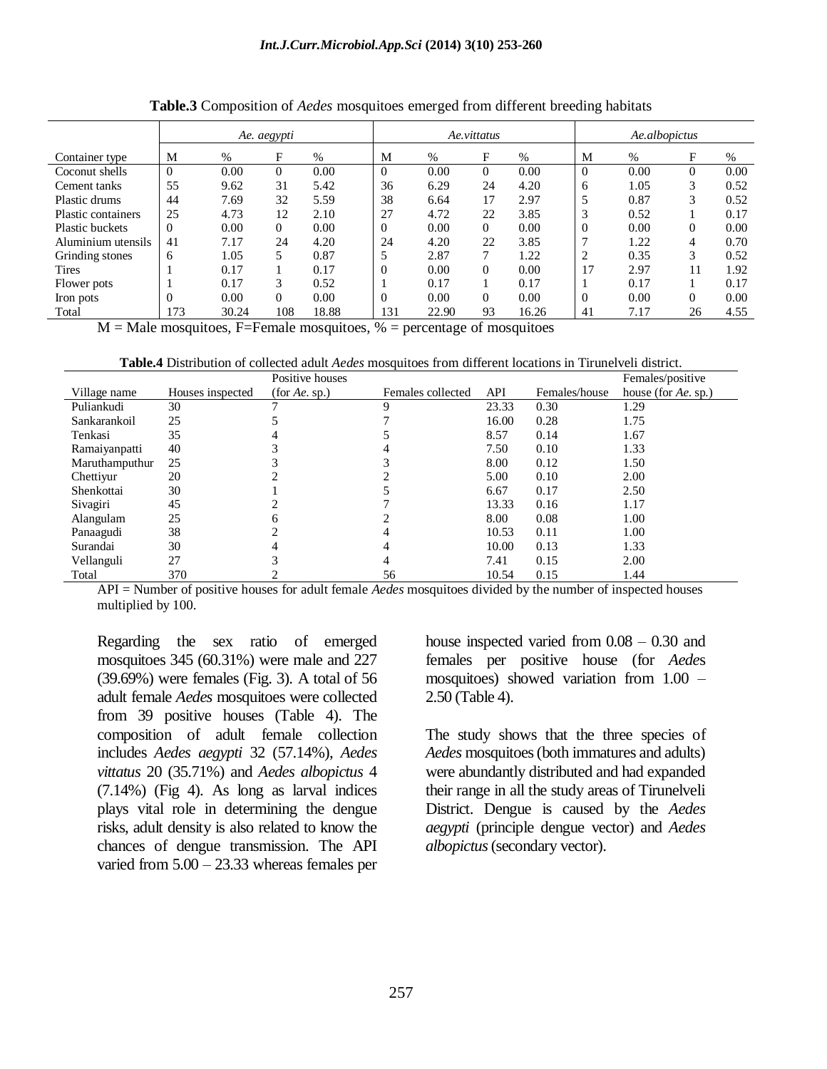**Table.3** Composition of *Aedes* mosquitoes emerged from different breeding habitats

| | *Ae. aegypti* | | | | *Ae.vittatus* | | | | *Ae.albopictus* | | | |
|---|---|---|---|---|---|---|---|---|---|---|---|---|
| Container type | M | % | F | % | M | % | F | % | M | % | F | % |
| Coconut shells | 0 | 0.00 | 0 | 0.00 | 0 | 0.00 | 0 | 0.00 | 0 | 0.00 | 0 | 0.00 |
| Cement tanks | 55 | 9.62 | 31 | 5.42 | 36 | 6.29 | 24 | 4.20 | 6 | 1.05 | 3 | 0.52 |
| Plastic drums | 44 | 7.69 | 32 | 5.59 | 38 | 6.64 | 17 | 2.97 | 5 | 0.87 | 3 | 0.52 |
| Plastic containers | 25 | 4.73 | 12 | 2.10 | 27 | 4.72 | 22 | 3.85 | 3 | 0.52 | 1 | 0.17 |
| Plastic buckets | 0 | 0.00 | 0 | 0.00 | 0 | 0.00 | 0 | 0.00 | 0 | 0.00 | 0 | 0.00 |
| Aluminium utensils | 41 | 7.17 | 24 | 4.20 | 24 | 4.20 | 22 | 3.85 | 7 | 1.22 | 4 | 0.70 |
| Grinding stones | 6 | 1.05 | 5 | 0.87 | 5 | 2.87 | 7 | 1.22 | 2 | 0.35 | 3 | 0.52 |
| Tires | 1 | 0.17 | 1 | 0.17 | 0 | 0.00 | 0 | 0.00 | 17 | 2.97 | 11 | 1.92 |
| Flower pots | 1 | 0.17 | 3 | 0.52 | 1 | 0.17 | 1 | 0.17 | 1 | 0.17 | 1 | 0.17 |
| Iron pots | 0 | 0.00 | 0 | 0.00 | 0 | 0.00 | 0 | 0.00 | 0 | 0.00 | 0 | 0.00 |
| Total | 173 | 30.24 | 108 | 18.88 | 131 | 22.90 | 93 | 16.26 | 41 | 7.17 | 26 | 4.55 |

M = Male mosquitoes, F=Female mosquitoes, % = percentage of mosquitoes

**Table.4** Distribution of collected adult *Aedes* mosquitoes from different locations in Tirunelveli district.

| Village name | Houses inspected | Positive houses (for *Ae.* sp.) | Females collected | API | Females/house | Females/positive house (for *Ae.* sp.) |
|---|---|---|---|---|---|---|
| Puliankudi | 30 | 7 | 9 | 23.33 | 0.30 | 1.29 |
| Sankarankoil | 25 | 5 | 7 | 16.00 | 0.28 | 1.75 |
| Tenkasi | 35 | 4 | 5 | 8.57 | 0.14 | 1.67 |
| Ramaiyanpatti | 40 | 3 | 4 | 7.50 | 0.10 | 1.33 |
| Maruthamputhur | 25 | 3 | 3 | 8.00 | 0.12 | 1.50 |
| Chettiyur | 20 | 2 | 2 | 5.00 | 0.10 | 2.00 |
| Shenkottai | 30 | 1 | 5 | 6.67 | 0.17 | 2.50 |
| Sivagiri | 45 | 2 | 7 | 13.33 | 0.16 | 1.17 |
| Alangulam | 25 | 6 | 2 | 8.00 | 0.08 | 1.00 |
| Panaagudi | 38 | 2 | 4 | 10.53 | 0.11 | 1.00 |
| Surandai | 30 | 4 | 4 | 10.00 | 0.13 | 1.33 |
| Vellanguli | 27 | 3 | 4 | 7.41 | 0.15 | 2.00 |
| Total | 370 | 2 | 56 | 10.54 | 0.15 | 1.44 |

API = Number of positive houses for adult female *Aedes* mosquitoes divided by the number of inspected houses multiplied by 100.

Regarding the sex ratio of emerged mosquitoes 345 (60.31%) were male and 227 (39.69%) were females (Fig. 3). A total of 56 adult female *Aedes* mosquitoes were collected from 39 positive houses (Table 4). The composition of adult female collection includes *Aedes aegypti* 32 (57.14%), *Aedes vittatus* 20 (35.71%) and *Aedes albopictus* 4 (7.14%) (Fig 4). As long as larval indices plays vital role in determining the dengue risks, adult density is also related to know the chances of dengue transmission. The API varied from 5.00 – 23.33 whereas females per house inspected varied from 0.08 – 0.30 and females per positive house (for *Aede*s mosquitoes) showed variation from 1.00 – 2.50 (Table 4).

The study shows that the three species of *Aedes* mosquitoes (both immatures and adults) were abundantly distributed and had expanded their range in all the study areas of Tirunelveli District. Dengue is caused by the *Aedes aegypti* (principle dengue vector) and *Aedes albopictus* (secondary vector).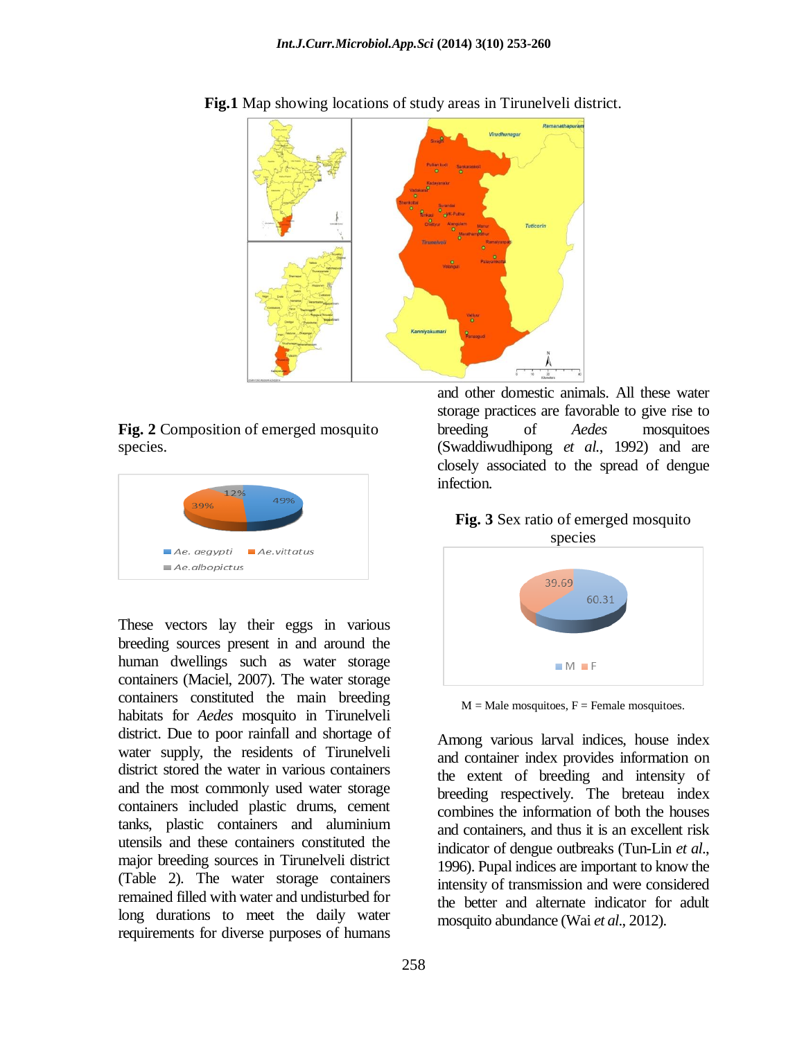**Fig.1** Map showing locations of study areas in Tirunelveli district.

**Fig. 2** Composition of emerged mosquito species.

These vectors lay their eggs in various breeding sources present in and around the human dwellings such as water storage containers (Maciel, 2007). The water storage containers constituted the main breeding habitats for *Aedes* mosquito in Tirunelveli district. Due to poor rainfall and shortage of water supply, the residents of Tirunelveli district stored the water in various containers and the most commonly used water storage containers included plastic drums, cement tanks, plastic containers and aluminium utensils and these containers constituted the major breeding sources in Tirunelveli district (Table 2). The water storage containers remained filled with water and undisturbed for long durations to meet the daily water requirements for diverse purposes of humans and other domestic animals. All these water storage practices are favorable to give rise to breeding of *Aedes* mosquitoes (Swaddiwudhipong *et al.*, 1992) and are closely associated to the spread of dengue infection.

**Fig. 3** Sex ratio of emerged mosquito species

M = Male mosquitoes, F = Female mosquitoes.

Among various larval indices, house index and container index provides information on the extent of breeding and intensity of breeding respectively. The breteau index combines the information of both the houses and containers, and thus it is an excellent risk indicator of dengue outbreaks (Tun-Lin *et al.*, 1996). Pupal indices are important to know the intensity of transmission and were considered the better and alternate indicator for adult mosquito abundance (Wai *et al.*, 2012).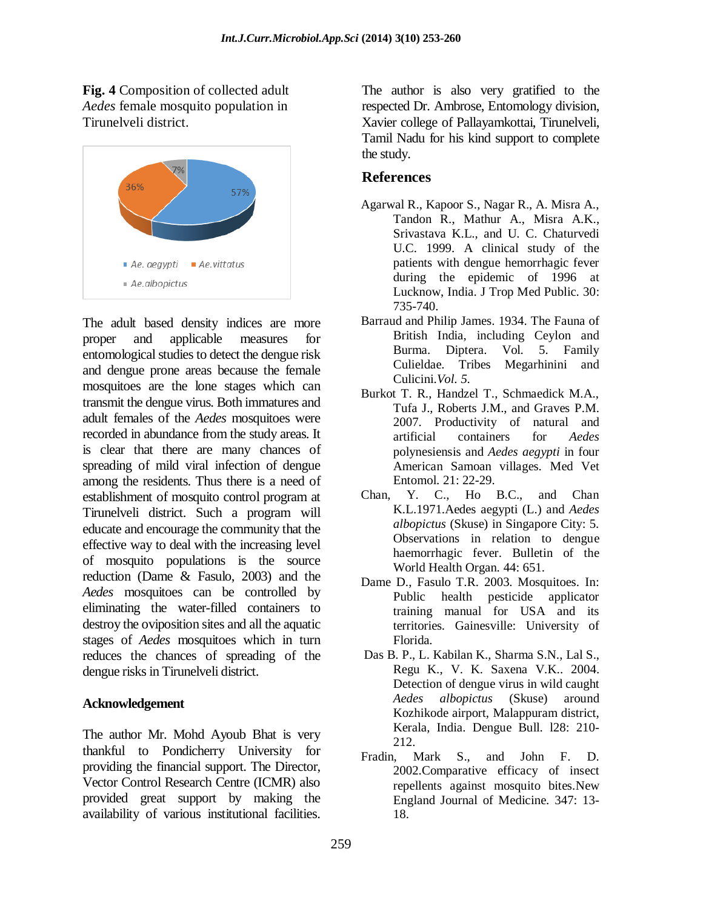**Fig. 4** Composition of collected adult *Aedes* female mosquito population in Tirunelveli district.

The adult based density indices are more proper and applicable measures for entomological studies to detect the dengue risk and dengue prone areas because the female mosquitoes are the lone stages which can transmit the dengue virus. Both immatures and adult females of the *Aedes* mosquitoes were recorded in abundance from the study areas. It is clear that there are many chances of spreading of mild viral infection of dengue among the residents. Thus there is a need of establishment of mosquito control program at Tirunelveli district. Such a program will educate and encourage the community that the effective way to deal with the increasing level of mosquito populations is the source reduction (Dame & Fasulo, 2003) and the *Aedes* mosquitoes can be controlled by eliminating the water-filled containers to destroy the oviposition sites and all the aquatic stages of *Aedes* mosquitoes which in turn reduces the chances of spreading of the dengue risks in Tirunelveli district.

## Acknowledgement

The author Mr. Mohd Ayoub Bhat is very thankful to Pondicherry University for providing the financial support. The Director, Vector Control Research Centre (ICMR) also provided great support by making the availability of various institutional facilities. The author is also very gratified to the respected Dr. Ambrose, Entomology division, Xavier college of Pallayamkottai, Tirunelveli, Tamil Nadu for his kind support to complete the study.

## References

Agarwal R., Kapoor S., Nagar R., A. Misra A., Tandon R., Mathur A., Misra A.K., Srivastava K.L., and U. C. Chaturvedi U.C. 1999. A clinical study of the patients with dengue hemorrhagic fever during the epidemic of 1996 at Lucknow, India. J Trop Med Public. 30: 735-740.

Barraud and Philip James. 1934. The Fauna of British India, including Ceylon and Burma. Diptera. Vol. 5. Family Culieldae. Tribes Megarhinini and Culicini.*Vol. 5.*

Burkot T. R., Handzel T., Schmaedick M.A., Tufa J., Roberts J.M., and Graves P.M. 2007. Productivity of natural and artificial containers for *Aedes* polynesiensis and *Aedes aegypti* in four American Samoan villages. Med Vet Entomol. 21: 22-29.

Chan, Y. C., Ho B.C., and Chan K.L.1971.Aedes aegypti (L.) and *Aedes albopictus* (Skuse) in Singapore City: 5. Observations in relation to dengue haemorrhagic fever. Bulletin of the World Health Organ. 44: 651.

Dame D., Fasulo T.R. 2003. Mosquitoes. In: Public health pesticide applicator training manual for USA and its territories. Gainesville: University of Florida.

Das B. P., L. Kabilan K., Sharma S.N., Lal S., Regu K., V. K. Saxena V.K.. 2004. Detection of dengue virus in wild caught *Aedes albopictus* (Skuse) around Kozhikode airport, Malappuram district, Kerala, India. Dengue Bull. l28: 210-212.

Fradin, Mark S., and John F. D. 2002.Comparative efficacy of insect repellents against mosquito bites.New England Journal of Medicine. 347: 13-18.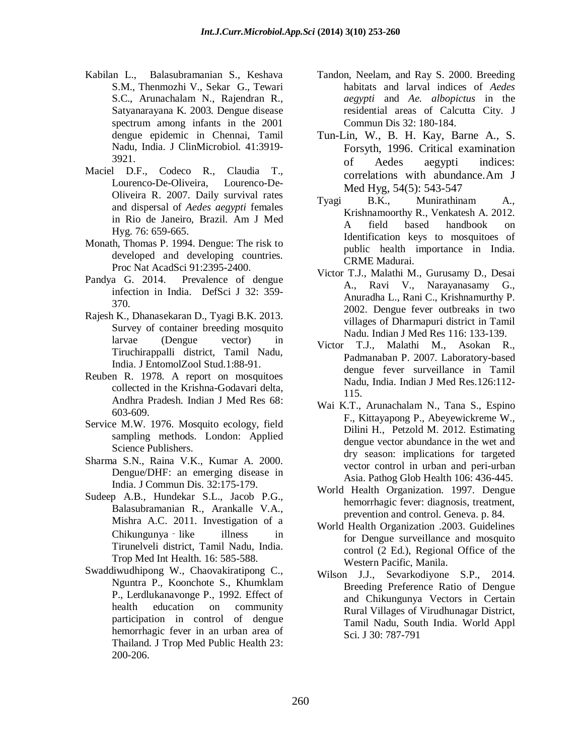Kabilan L., Balasubramanian S., Keshava S.M., Thenmozhi V., Sekar G., Tewari S.C., Arunachalam N., Rajendran R., Satyanarayana K. 2003. Dengue disease spectrum among infants in the 2001 dengue epidemic in Chennai, Tamil Nadu, India. J ClinMicrobiol. 41:3919-3921.

Maciel D.F., Codeco R., Claudia T., Lourenco-De-Oliveira, Lourenco-De-Oliveira R. 2007. Daily survival rates and dispersal of *Aedes aegypti* females in Rio de Janeiro, Brazil. Am J Med Hyg. 76: 659-665.

Monath, Thomas P. 1994. Dengue: The risk to developed and developing countries. Proc Nat AcadSci 91:2395-2400.

Pandya G. 2014. Prevalence of dengue infection in India. DefSci J 32: 359-370.

Rajesh K., Dhanasekaran D., Tyagi B.K. 2013. Survey of container breeding mosquito larvae (Dengue vector) in Tiruchirappalli district, Tamil Nadu, India. J EntomolZool Stud.1:88-91.

Reuben R. 1978. A report on mosquitoes collected in the Krishna-Godavari delta, Andhra Pradesh. Indian J Med Res 68: 603-609.

Service M.W. 1976. Mosquito ecology, field sampling methods. London: Applied Science Publishers.

Sharma S.N., Raina V.K., Kumar A. 2000. Dengue/DHF: an emerging disease in India. J Commun Dis. 32:175-179.

Sudeep A.B., Hundekar S.L., Jacob P.G., Balasubramanian R., Arankalle V.A., Mishra A.C. 2011. Investigation of a Chikungunya‑like illness in Tirunelveli district, Tamil Nadu, India. Trop Med Int Health. 16: 585-588.

Swaddiwudhipong W., Chaovakiratipong C., Nguntra P., Koonchote S., Khumklam P., Lerdlukanavonge P., 1992. Effect of health education on community participation in control of dengue hemorrhagic fever in an urban area of Thailand. J Trop Med Public Health 23: 200-206.

Tandon, Neelam, and Ray S. 2000. Breeding habitats and larval indices of *Aedes aegypti* and *Ae. albopictus* in the residential areas of Calcutta City. J Commun Dis 32: 180-184.

Tun-Lin, W., B. H. Kay, Barne A., S. Forsyth, 1996. Critical examination of Aedes aegypti indices: correlations with abundance.Am J Med Hyg, 54(5): 543-547

Tyagi B.K., Munirathinam A., Krishnamoorthy R., Venkatesh A. 2012. A field based handbook on Identification keys to mosquitoes of public health importance in India. CRME Madurai.

Victor T.J., Malathi M., Gurusamy D., Desai A., Ravi V., Narayanasamy G., Anuradha L., Rani C., Krishnamurthy P. 2002. Dengue fever outbreaks in two villages of Dharmapuri district in Tamil Nadu. Indian J Med Res 116: 133-139.

Victor T.J., Malathi M., Asokan R., Padmanaban P. 2007. Laboratory-based dengue fever surveillance in Tamil Nadu, India. Indian J Med Res.126:112-115.

Wai K.T., Arunachalam N., Tana S., Espino F., Kittayapong P., Abeyewickreme W., Dilini H., Petzold M. 2012. Estimating dengue vector abundance in the wet and dry season: implications for targeted vector control in urban and peri-urban Asia. Pathog Glob Health 106: 436-445.

World Health Organization. 1997. Dengue hemorrhagic fever: diagnosis, treatment, prevention and control. Geneva. p. 84.

World Health Organization .2003. Guidelines for Dengue surveillance and mosquito control (2 Ed.), Regional Office of the Western Pacific, Manila.

Wilson J.J., Sevarkodiyone S.P., 2014. Breeding Preference Ratio of Dengue and Chikungunya Vectors in Certain Rural Villages of Virudhunagar District, Tamil Nadu, South India. World Appl Sci. J 30: 787-791